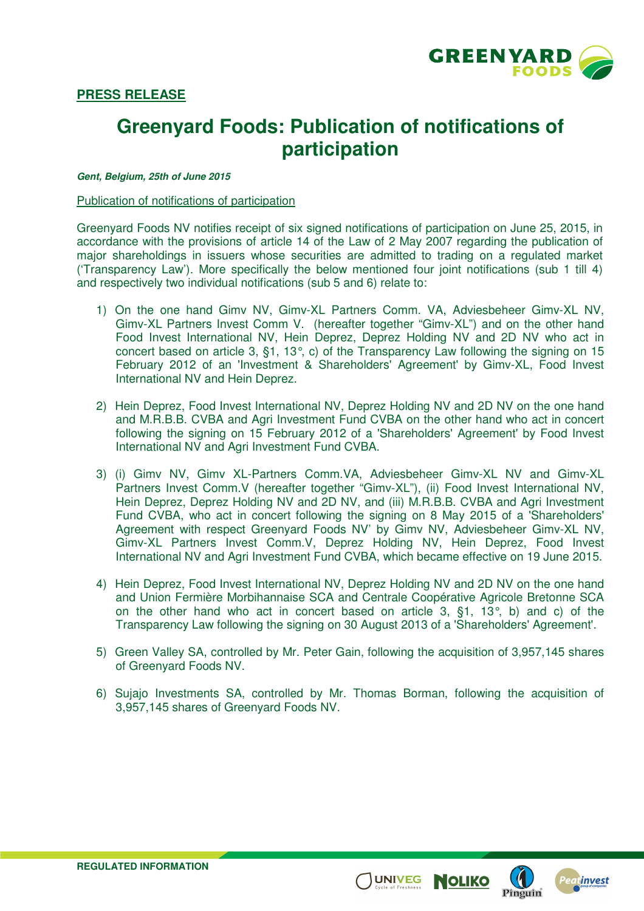**PRESS RELEASE**

# Greenyard Foods: Publication of notifications of participation

***Gent, Belgium, 25th of June 2015***

Publication of notifications of participation

Greenyard Foods NV notifies receipt of six signed notifications of participation on June 25, 2015, in accordance with the provisions of article 14 of the Law of 2 May 2007 regarding the publication of major shareholdings in issuers whose securities are admitted to trading on a regulated market ('Transparency Law'). More specifically the below mentioned four joint notifications (sub 1 till 4) and respectively two individual notifications (sub 5 and 6) relate to:

1) On the one hand Gimv NV, Gimv-XL Partners Comm. VA, Adviesbeheer Gimv-XL NV, Gimv-XL Partners Invest Comm V. (hereafter together "Gimv-XL") and on the other hand Food Invest International NV, Hein Deprez, Deprez Holding NV and 2D NV who act in concert based on article 3, §1, 13°, c) of the Transparency Law following the signing on 15 February 2012 of an 'Investment & Shareholders' Agreement' by Gimv-XL, Food Invest International NV and Hein Deprez.

2) Hein Deprez, Food Invest International NV, Deprez Holding NV and 2D NV on the one hand and M.R.B.B. CVBA and Agri Investment Fund CVBA on the other hand who act in concert following the signing on 15 February 2012 of a 'Shareholders' Agreement' by Food Invest International NV and Agri Investment Fund CVBA.

3) (i) Gimv NV, Gimv XL-Partners Comm.VA, Adviesbeheer Gimv-XL NV and Gimv-XL Partners Invest Comm.V (hereafter together "Gimv-XL"), (ii) Food Invest International NV, Hein Deprez, Deprez Holding NV and 2D NV, and (iii) M.R.B.B. CVBA and Agri Investment Fund CVBA, who act in concert following the signing on 8 May 2015 of a 'Shareholders' Agreement with respect Greenyard Foods NV' by Gimv NV, Adviesbeheer Gimv-XL NV, Gimv-XL Partners Invest Comm.V, Deprez Holding NV, Hein Deprez, Food Invest International NV and Agri Investment Fund CVBA, which became effective on 19 June 2015.

4) Hein Deprez, Food Invest International NV, Deprez Holding NV and 2D NV on the one hand and Union Fermière Morbihannaise SCA and Centrale Coopérative Agricole Bretonne SCA on the other hand who act in concert based on article 3, §1, 13°, b) and c) of the Transparency Law following the signing on 30 August 2013 of a 'Shareholders' Agreement'.

5) Green Valley SA, controlled by Mr. Peter Gain, following the acquisition of 3,957,145 shares of Greenyard Foods NV.

6) Sujajo Investments SA, controlled by Mr. Thomas Borman, following the acquisition of 3,957,145 shares of Greenyard Foods NV.

**REGULATED INFORMATION**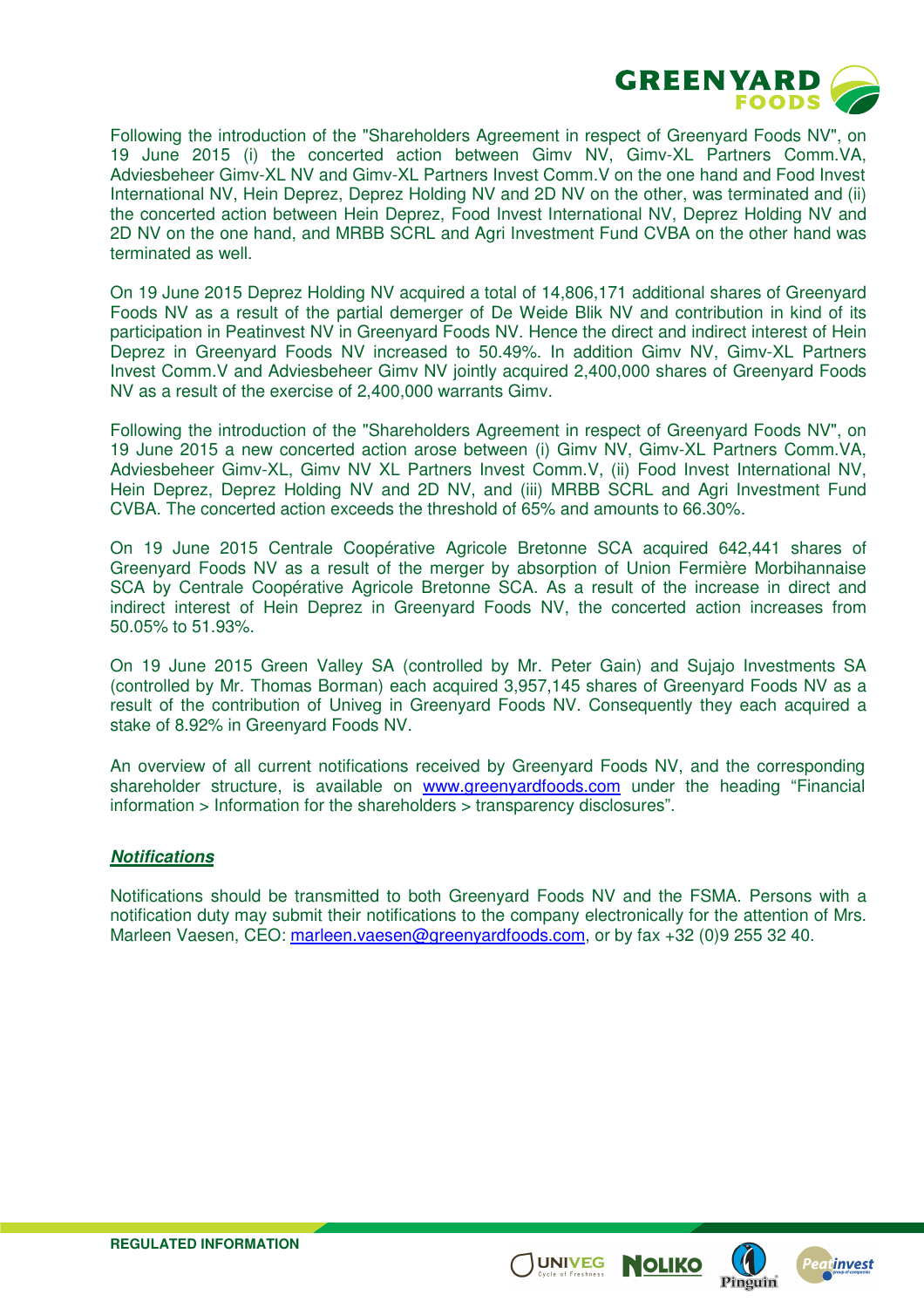Following the introduction of the "Shareholders Agreement in respect of Greenyard Foods NV", on 19 June 2015 (i) the concerted action between Gimv NV, Gimv-XL Partners Comm.VA, Adviesbeheer Gimv-XL NV and Gimv-XL Partners Invest Comm.V on the one hand and Food Invest International NV, Hein Deprez, Deprez Holding NV and 2D NV on the other, was terminated and (ii) the concerted action between Hein Deprez, Food Invest International NV, Deprez Holding NV and 2D NV on the one hand, and MRBB SCRL and Agri Investment Fund CVBA on the other hand was terminated as well.

On 19 June 2015 Deprez Holding NV acquired a total of 14,806,171 additional shares of Greenyard Foods NV as a result of the partial demerger of De Weide Blik NV and contribution in kind of its participation in Peatinvest NV in Greenyard Foods NV. Hence the direct and indirect interest of Hein Deprez in Greenyard Foods NV increased to 50.49%. In addition Gimv NV, Gimv-XL Partners Invest Comm.V and Adviesbeheer Gimv NV jointly acquired 2,400,000 shares of Greenyard Foods NV as a result of the exercise of 2,400,000 warrants Gimv.

Following the introduction of the "Shareholders Agreement in respect of Greenyard Foods NV", on 19 June 2015 a new concerted action arose between (i) Gimv NV, Gimv-XL Partners Comm.VA, Adviesbeheer Gimv-XL, Gimv NV XL Partners Invest Comm.V, (ii) Food Invest International NV, Hein Deprez, Deprez Holding NV and 2D NV, and (iii) MRBB SCRL and Agri Investment Fund CVBA. The concerted action exceeds the threshold of 65% and amounts to 66.30%.

On 19 June 2015 Centrale Coopérative Agricole Bretonne SCA acquired 642,441 shares of Greenyard Foods NV as a result of the merger by absorption of Union Fermière Morbihannaise SCA by Centrale Coopérative Agricole Bretonne SCA. As a result of the increase in direct and indirect interest of Hein Deprez in Greenyard Foods NV, the concerted action increases from 50.05% to 51.93%.

On 19 June 2015 Green Valley SA (controlled by Mr. Peter Gain) and Sujajo Investments SA (controlled by Mr. Thomas Borman) each acquired 3,957,145 shares of Greenyard Foods NV as a result of the contribution of Univeg in Greenyard Foods NV. Consequently they each acquired a stake of 8.92% in Greenyard Foods NV.

An overview of all current notifications received by Greenyard Foods NV, and the corresponding shareholder structure, is available on www.greenyardfoods.com under the heading "Financial information > Information for the shareholders > transparency disclosures".

***Notifications***

Notifications should be transmitted to both Greenyard Foods NV and the FSMA. Persons with a notification duty may submit their notifications to the company electronically for the attention of Mrs. Marleen Vaesen, CEO: marleen.vaesen@greenyardfoods.com, or by fax +32 (0)9 255 32 40.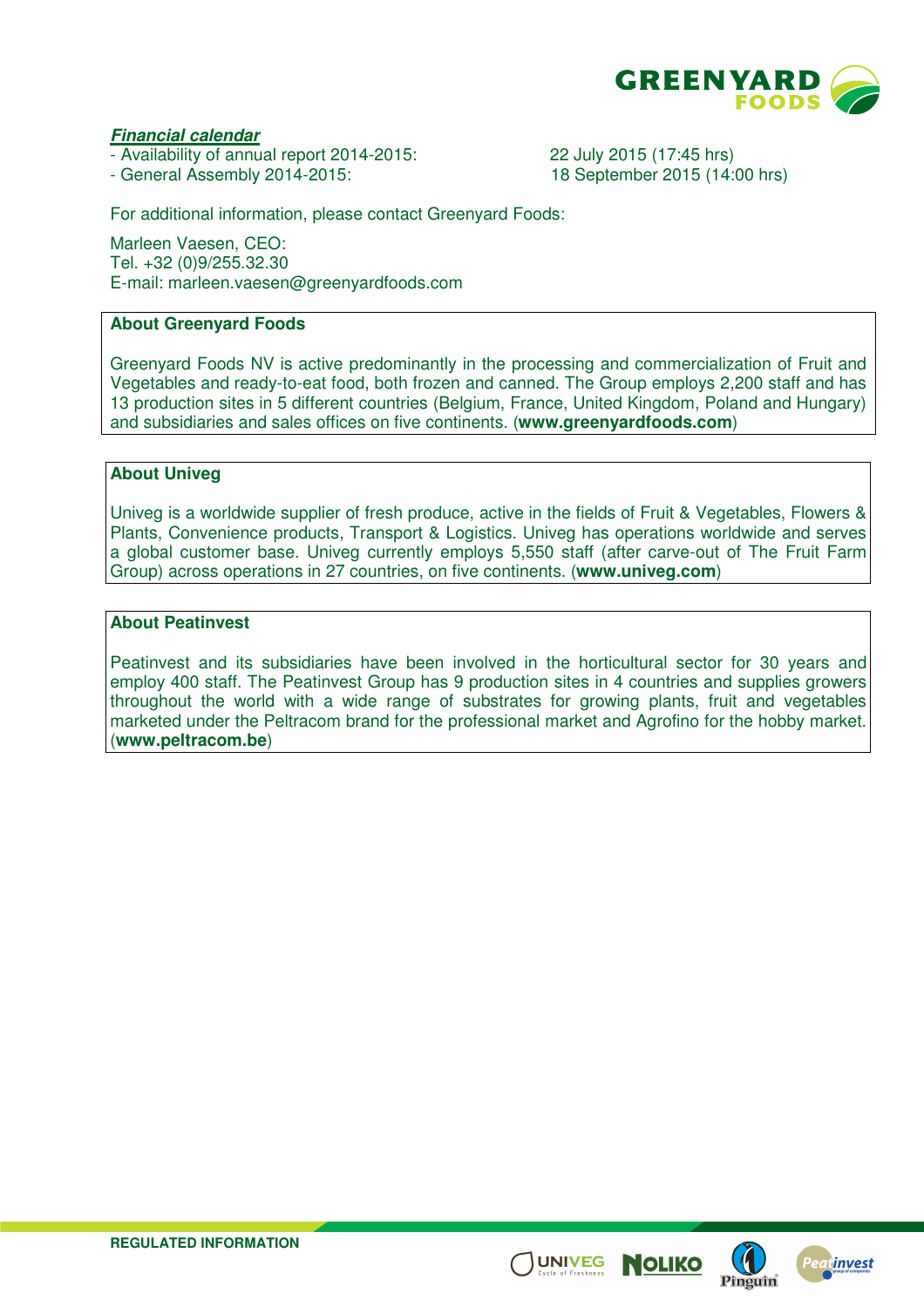***Financial calendar***

- Availability of annual report 2014-2015: 22 July 2015 (17:45 hrs)
- General Assembly 2014-2015: 18 September 2015 (14:00 hrs)

For additional information, please contact Greenyard Foods:

Marleen Vaesen, CEO:
Tel. +32 (0)9/255.32.30
E-mail: marleen.vaesen@greenyardfoods.com

**About Greenyard Foods**

Greenyard Foods NV is active predominantly in the processing and commercialization of Fruit and Vegetables and ready-to-eat food, both frozen and canned. The Group employs 2,200 staff and has 13 production sites in 5 different countries (Belgium, France, United Kingdom, Poland and Hungary) and subsidiaries and sales offices on five continents. (**www.greenyardfoods.com**)

**About Univeg**

Univeg is a worldwide supplier of fresh produce, active in the fields of Fruit & Vegetables, Flowers & Plants, Convenience products, Transport & Logistics. Univeg has operations worldwide and serves a global customer base. Univeg currently employs 5,550 staff (after carve-out of The Fruit Farm Group) across operations in 27 countries, on five continents. (**www.univeg.com**)

**About Peatinvest**

Peatinvest and its subsidiaries have been involved in the horticultural sector for 30 years and employ 400 staff. The Peatinvest Group has 9 production sites in 4 countries and supplies growers throughout the world with a wide range of substrates for growing plants, fruit and vegetables marketed under the Peltracom brand for the professional market and Agrofino for the hobby market. (**www.peltracom.be**)